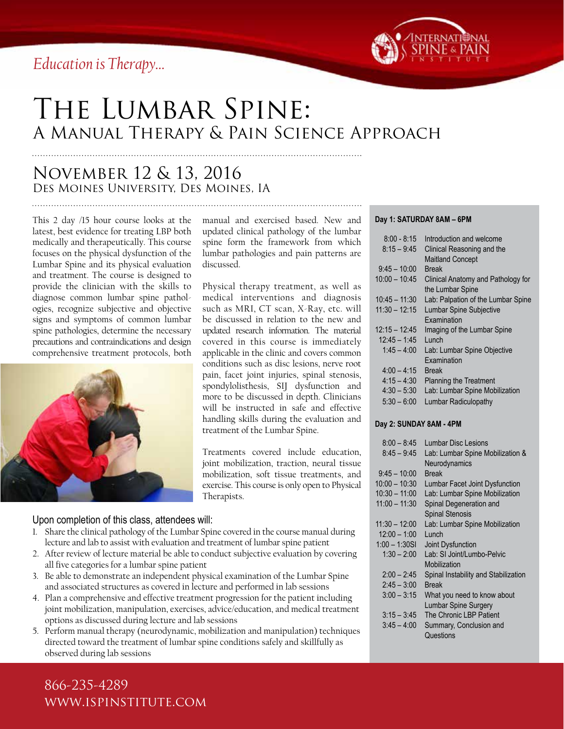*Education is Therapy...*

International Spine & Pain Institute

# The Lumbar Spine:
## A Manual Therapy & Pain Science Approach

## November 12 & 13, 2016
### Des Moines University, Des Moines, IA

This 2 day /15 hour course looks at the latest, best evidence for treating LBP both medically and therapeutically. This course focuses on the physical dysfunction of the Lumbar Spine and its physical evaluation and treatment. The course is designed to provide the clinician with the skills to diagnose common lumbar spine pathologies, recognize subjective and objective signs and symptoms of common lumbar spine pathologies, determine the necessary precautions and contraindications and design comprehensive treatment protocols, both manual and exercised based. New and updated clinical pathology of the lumbar spine form the framework from which lumbar pathologies and pain patterns are discussed.

Physical therapy treatment, as well as medical interventions and diagnosis such as MRI, CT scan, X-Ray, etc. will be discussed in relation to the new and updated research information. The material covered in this course is immediately applicable in the clinic and covers common conditions such as disc lesions, nerve root pain, facet joint injuries, spinal stenosis, spondylolisthesis, SIJ dysfunction and more to be discussed in depth. Clinicians will be instructed in safe and effective handling skills during the evaluation and treatment of the Lumbar Spine.

Treatments covered include education, joint mobilization, traction, neural tissue mobilization, soft tissue treatments, and exercise. This course is only open to Physical Therapists.

### Upon completion of this class, attendees will:

1. Share the clinical pathology of the Lumbar Spine covered in the course manual during lecture and lab to assist with evaluation and treatment of lumbar spine patient
2. After review of lecture material be able to conduct subjective evaluation by covering all five categories for a lumbar spine patient
3. Be able to demonstrate an independent physical examination of the Lumbar Spine and associated structures as covered in lecture and performed in lab sessions
4. Plan a comprehensive and effective treatment progression for the patient including joint mobilization, manipulation, exercises, advice/education, and medical treatment options as discussed during lecture and lab sessions
5. Perform manual therapy (neurodynamic, mobilization and manipulation) techniques directed toward the treatment of lumbar spine conditions safely and skillfully as observed during lab sessions

**Day 1: SATURDAY 8AM – 6PM**

| Time | Session |
|---|---|
| 8:00 - 8:15 | Introduction and welcome |
| 8:15 – 9:45 | Clinical Reasoning and the Maitland Concept |
| 9:45 – 10:00 | Break |
| 10:00 – 10:45 | Clinical Anatomy and Pathology for the Lumbar Spine |
| 10:45 – 11:30 | Lab: Palpation of the Lumbar Spine |
| 11:30 – 12:15 | Lumbar Spine Subjective Examination |
| 12:15 – 12:45 | Imaging of the Lumbar Spine |
| 12:45 – 1:45 | Lunch |
| 1:45 – 4:00 | Lab: Lumbar Spine Objective Examination |
| 4:00 – 4:15 | Break |
| 4:15 – 4:30 | Planning the Treatment |
| 4:30 – 5:30 | Lab: Lumbar Spine Mobilization |
| 5:30 – 6:00 | Lumbar Radiculopathy |

**Day 2: SUNDAY 8AM - 4PM**

| Time | Session |
|---|---|
| 8:00 – 8:45 | Lumbar Disc Lesions |
| 8:45 – 9:45 | Lab: Lumbar Spine Mobilization & Neurodynamics |
| 9:45 – 10:00 | Break |
| 10:00 – 10:30 | Lumbar Facet Joint Dysfunction |
| 10:30 – 11:00 | Lab: Lumbar Spine Mobilization |
| 11:00 – 11:30 | Spinal Degeneration and Spinal Stenosis |
| 11:30 – 12:00 | Lab: Lumbar Spine Mobilization |
| 12:00 – 1:00 | Lunch |
| 1:00 – 1:30 | SI Joint Dysfunction |
| 1:30 – 2:00 | Lab: SI Joint/Lumbo-Pelvic Mobilization |
| 2:00 – 2:45 | Spinal Instability and Stabilization |
| 2:45 – 3:00 | Break |
| 3:00 – 3:15 | What you need to know about Lumbar Spine Surgery |
| 3:15 – 3:45 | The Chronic LBP Patient |
| 3:45 – 4:00 | Summary, Conclusion and Questions |

866-235-4289
WWW.ISPINSTITUTE.COM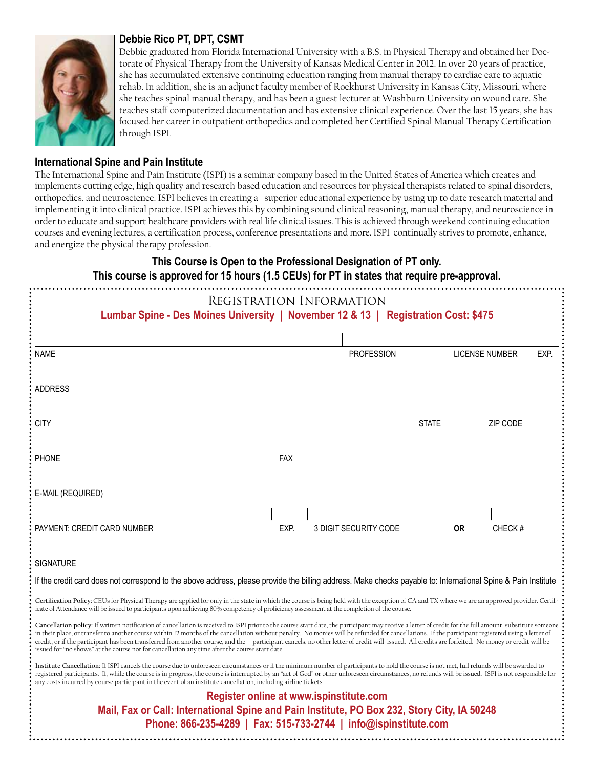### Debbie Rico PT, DPT, CSMT

Debbie graduated from Florida International University with a B.S. in Physical Therapy and obtained her Doctorate of Physical Therapy from the University of Kansas Medical Center in 2012. In over 20 years of practice, she has accumulated extensive continuing education ranging from manual therapy to cardiac care to aquatic rehab. In addition, she is an adjunct faculty member of Rockhurst University in Kansas City, Missouri, where she teaches spinal manual therapy, and has been a guest lecturer at Washburn University on wound care. She teaches staff computerized documentation and has extensive clinical experience. Over the last 15 years, she has focused her career in outpatient orthopedics and completed her Certified Spinal Manual Therapy Certification through ISPI.

### International Spine and Pain Institute

The International Spine and Pain Institute (ISPI) is a seminar company based in the United States of America which creates and implements cutting edge, high quality and research based education and resources for physical therapists related to spinal disorders, orthopedics, and neuroscience. ISPI believes in creating a superior educational experience by using up to date research material and implementing it into clinical practice. ISPI achieves this by combining sound clinical reasoning, manual therapy, and neuroscience in order to educate and support healthcare providers with real life clinical issues. This is achieved through weekend continuing education courses and evening lectures, a certification process, conference presentations and more. ISPI continually strives to promote, enhance, and energize the physical therapy profession.

**This Course is Open to the Professional Designation of PT only.**
**This course is approved for 15 hours (1.5 CEUs) for PT in states that require pre-approval.**

## Registration Information

**Lumbar Spine - Des Moines University | November 12 & 13 | Registration Cost: $475**

NAME | PROFESSION | LICENSE NUMBER | EXP.

ADDRESS

CITY | STATE | ZIP CODE

PHONE | FAX

E-MAIL (REQUIRED)

PAYMENT: CREDIT CARD NUMBER | EXP. | 3 DIGIT SECURITY CODE | **OR** | CHECK #

SIGNATURE

If the credit card does not correspond to the above address, please provide the billing address. Make checks payable to: International Spine & Pain Institute

**Certification Policy:** CEUs for Physical Therapy are applied for only in the state in which the course is being held with the exception of CA and TX where we are an approved provider. Certificate of Attendance will be issued to participants upon achieving 80% competency of proficiency assessment at the completion of the course.

**Cancellation policy:** If written notification of cancellation is received to ISPI prior to the course start date, the participant may receive a letter of credit for the full amount, substitute someone in their place, or transfer to another course within 12 months of the cancellation without penalty. No monies will be refunded for cancellations. If the participant registered using a letter of credit, or if the participant has been transferred from another course, and the participant cancels, no other letter of credit will issued. All credits are forfeited. No money or credit will be issued for "no shows" at the course nor for cancellation any time after the course start date.

**Institute Cancellation:** If ISPI cancels the course due to unforeseen circumstances or if the minimum number of participants to hold the course is not met, full refunds will be awarded to registered participants. If, while the course is in progress, the course is interrupted by an "act of God" or other unforeseen circumstances, no refunds will be issued. ISPI is not responsible for any costs incurred by course participant in the event of an institute cancellation, including airline tickets.

**Register online at www.ispinstitute.com**
**Mail, Fax or Call: International Spine and Pain Institute, PO Box 232, Story City, IA 50248**
**Phone: 866-235-4289 | Fax: 515-733-2744 | info@ispinstitute.com**